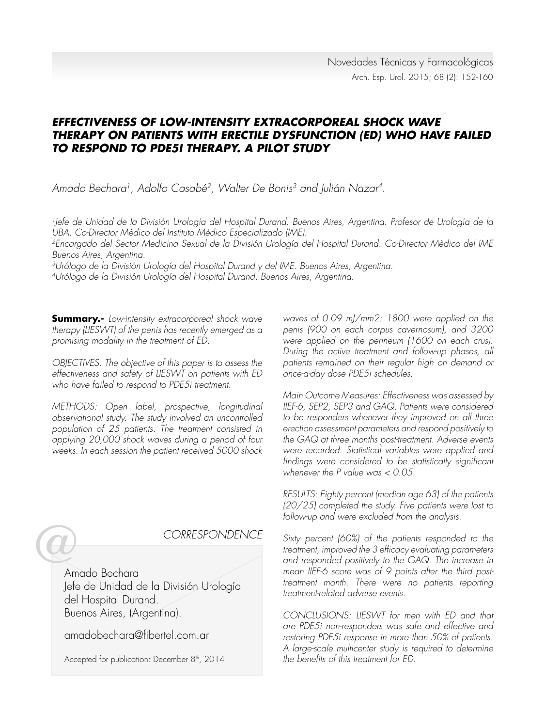# EFFECTIVENESS OF LOW-INTENSITY EXTRACORPOREAL SHOCK WAVE THERAPY ON PATIENTS WITH ERECTILE DYSFUNCTION (ED) WHO HAVE FAILED TO RESPOND TO PDE5I THERAPY. A PILOT STUDY

*Amado Bechara[1], Adolfo Casabé[2], Walter De Bonis[3] and Julián Nazar[4].*

[1]Jefe de Unidad de la División Urología del Hospital Durand. Buenos Aires, Argentina. Profesor de Urología de la UBA. Co-Director Mèdico del Instituto Mèdico Especializado (IME).
[2]Encargado del Sector Medicina Sexual de la División Urología del Hospital Durand. Co-Director Mèdico del IME Buenos Aires, Argentina.
[3]Urólogo de la División Urología del Hospital Durand y del IME. Buenos Aires, Argentina.
[4]Urólogo de la División Urología del Hospital Durand. Buenos Aires, Argentina.

**Summary.-** *Low-intensity extracorporeal shock wave therapy (LIESWT) of the penis has recently emerged as a promising modality in the treatment of ED.*

*OBJECTIVES: The objective of this paper is to assess the effectiveness and safety of LIESWT on patients with ED who have failed to respond to PDE5i treatment.*

*METHODS: Open label, prospective, longitudinal observational study. The study involved an uncontrolled population of 25 patients. The treatment consisted in applying 20,000 shock waves during a period of four weeks. In each session the patient received 5000 shock waves of 0.09 mJ/mm2: 1800 were applied on the penis (900 on each corpus cavernosum), and 3200 were applied on the perineum (1600 on each crus). During the active treatment and follow-up phases, all patients remained on their regular high on demand or once-a-day dose PDE5i schedules.*

*Main Outcome Measures: Effectiveness was assessed by IIEF-6, SEP2, SEP3 and GAQ. Patients were considered to be responders whenever they improved on all three erection assessment parameters and respond positively to the GAQ at three months post-treatment. Adverse events were recorded. Statistical variables were applied and findings were considered to be statistically significant whenever the P value was < 0.05.*

*RESULTS: Eighty percent (median age 63) of the patients (20/25) completed the study. Five patients were lost to follow-up and were excluded from the analysis.*

*Sixty percent (60%) of the patients responded to the treatment, improved the 3 efficacy evaluating parameters and responded positively to the GAQ. The increase in mean IIEF-6 score was of 9 points after the third post-treatment month. There were no patients reporting treatment-related adverse events.*

*CONCLUSIONS: LIESWT for men with ED and that are PDE5i non-responders was safe and effective and restoring PDE5i response in more than 50% of patients. A large-scale multicenter study is required to determine the benefits of this treatment for ED.*

*CORRESPONDENCE*

Amado Bechara
Jefe de Unidad de la División Urología del Hospital Durand.
Buenos Aires, (Argentina).

amadobechara@fibertel.com.ar

Accepted for publication: December 8th, 2014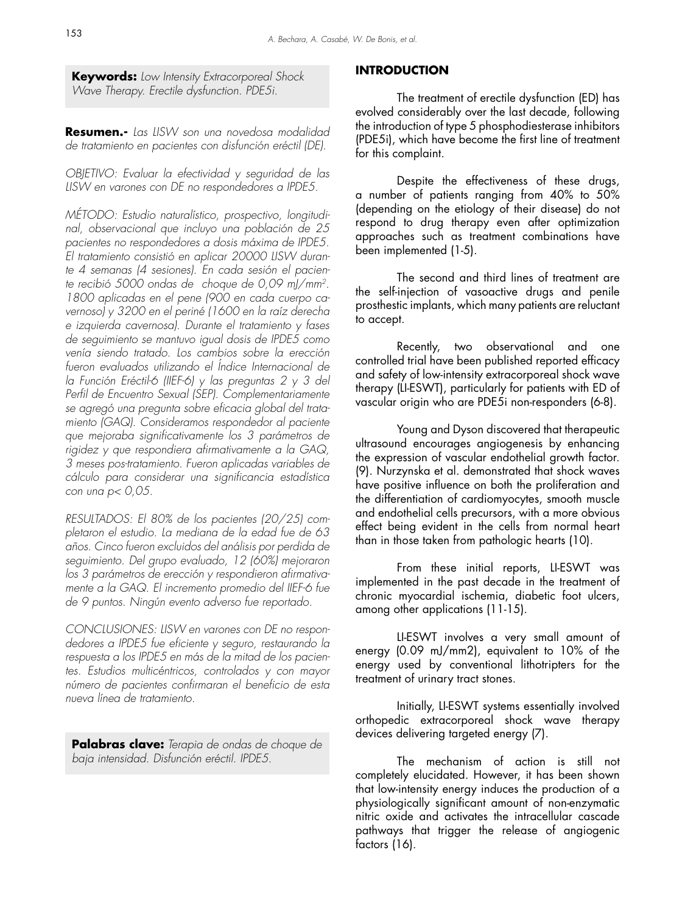**Keywords:** *Low Intensity Extracorporeal Shock Wave Therapy. Erectile dysfunction. PDE5i.*

**Resumen.-** *Las LISW son una novedosa modalidad de tratamiento en pacientes con disfunción eréctil (DE).*

*OBJETIVO: Evaluar la efectividad y seguridad de las LISW en varones con DE no respondedores a IPDE5.*

*MÉTODO: Estudio naturalístico, prospectivo, longitudinal, observacional que incluyo una población de 25 pacientes no respondedores a dosis máxima de IPDE5. El tratamiento consistió en aplicar 20000 LISW durante 4 semanas (4 sesiones). En cada sesión el paciente recibió 5000 ondas de choque de 0,09 mJ/mm$^2$. 1800 aplicadas en el pene (900 en cada cuerpo cavernoso) y 3200 en el periné (1600 en la raíz derecha e izquierda cavernosa). Durante el tratamiento y fases de seguimiento se mantuvo igual dosis de IPDE5 como venía siendo tratado. Los cambios sobre la erección fueron evaluados utilizando el Índice Internacional de la Función Eréctil-6 (IIEF-6) y las preguntas 2 y 3 del Perfil de Encuentro Sexual (SEP). Complementariamente se agregó una pregunta sobre eficacia global del tratamiento (GAQ). Consideramos respondedor al paciente que mejoraba significativamente los 3 parámetros de rigidez y que respondiera afirmativamente a la GAQ, 3 meses pos-tratamiento. Fueron aplicadas variables de cálculo para considerar una significancia estadística con una p< 0,05.*

*RESULTADOS: El 80% de los pacientes (20/25) completaron el estudio. La mediana de la edad fue de 63 años. Cinco fueron excluidos del análisis por perdida de seguimiento. Del grupo evaluado, 12 (60%) mejoraron los 3 parámetros de erección y respondieron afirmativamente a la GAQ. El incremento promedio del IIEF-6 fue de 9 puntos. Ningún evento adverso fue reportado.*

*CONCLUSIONES: LISW en varones con DE no respondedores a IPDE5 fue eficiente y seguro, restaurando la respuesta a los IPDE5 en más de la mitad de los pacientes. Estudios multicéntricos, controlados y con mayor número de pacientes confirmaran el beneficio de esta nueva línea de tratamiento.*

**Palabras clave:** *Terapia de ondas de choque de baja intensidad. Disfunción eréctil. IPDE5.*

## INTRODUCTION

The treatment of erectile dysfunction (ED) has evolved considerably over the last decade, following the introduction of type 5 phosphodiesterase inhibitors (PDE5i), which have become the first line of treatment for this complaint.

Despite the effectiveness of these drugs, a number of patients ranging from 40% to 50% (depending on the etiology of their disease) do not respond to drug therapy even after optimization approaches such as treatment combinations have been implemented (1-5).

The second and third lines of treatment are the self-injection of vasoactive drugs and penile prosthestic implants, which many patients are reluctant to accept.

Recently, two observational and one controlled trial have been published reported efficacy and safety of low-intensity extracorporeal shock wave therapy (LI-ESWT), particularly for patients with ED of vascular origin who are PDE5i non-responders (6-8).

Young and Dyson discovered that therapeutic ultrasound encourages angiogenesis by enhancing the expression of vascular endothelial growth factor. (9). Nurzynska et al. demonstrated that shock waves have positive influence on both the proliferation and the differentiation of cardiomyocytes, smooth muscle and endothelial cells precursors, with a more obvious effect being evident in the cells from normal heart than in those taken from pathologic hearts (10).

From these initial reports, LI-ESWT was implemented in the past decade in the treatment of chronic myocardial ischemia, diabetic foot ulcers, among other applications (11-15).

LI-ESWT involves a very small amount of energy (0.09 mJ/mm2), equivalent to 10% of the energy used by conventional lithotripters for the treatment of urinary tract stones.

Initially, LI-ESWT systems essentially involved orthopedic extracorporeal shock wave therapy devices delivering targeted energy (7).

The mechanism of action is still not completely elucidated. However, it has been shown that low-intensity energy induces the production of a physiologically significant amount of non-enzymatic nitric oxide and activates the intracellular cascade pathways that trigger the release of angiogenic factors (16).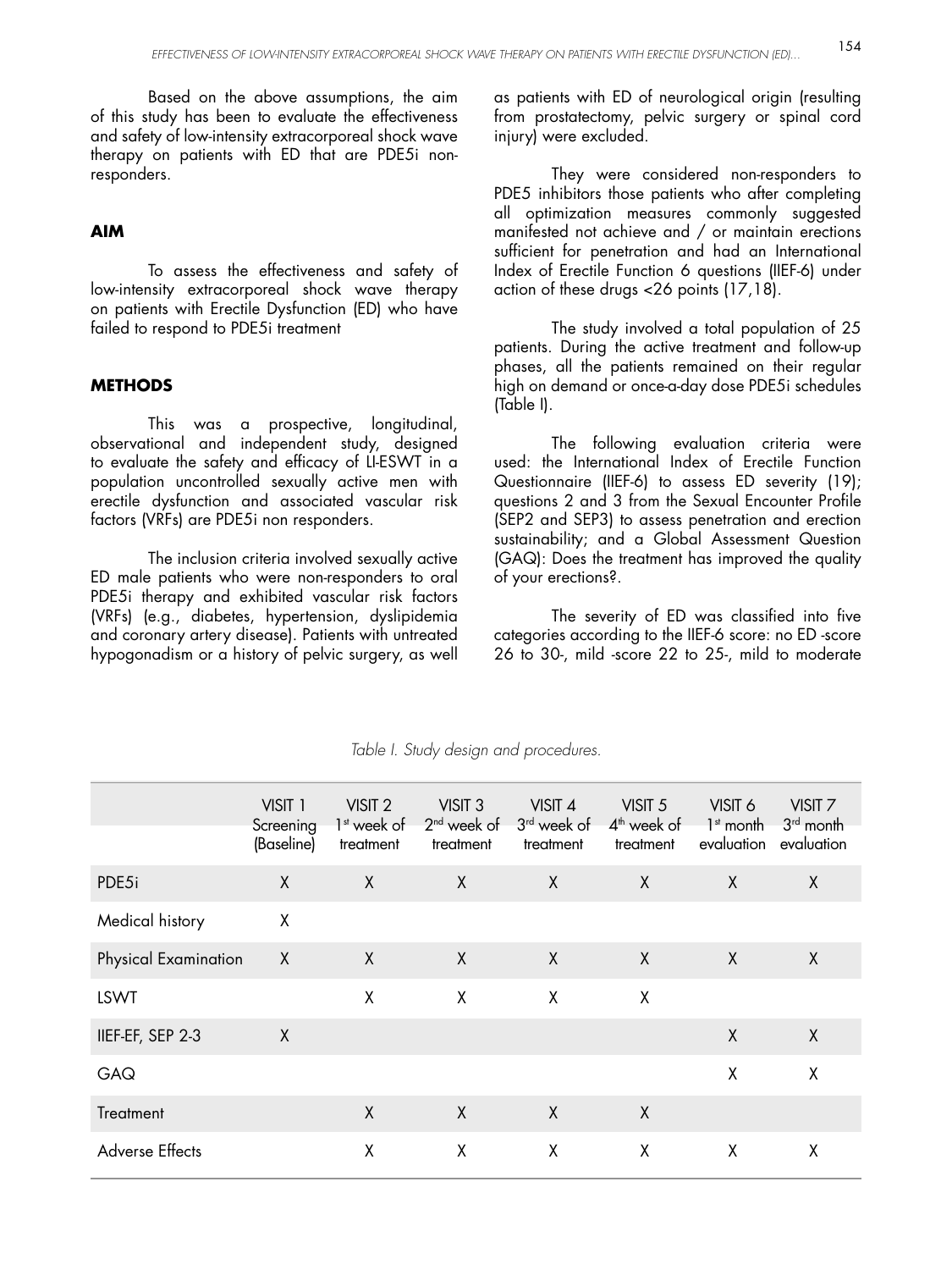Based on the above assumptions, the aim of this study has been to evaluate the effectiveness and safety of low-intensity extracorporeal shock wave therapy on patients with ED that are PDE5i non-responders.

## AIM

To assess the effectiveness and safety of low-intensity extracorporeal shock wave therapy on patients with Erectile Dysfunction (ED) who have failed to respond to PDE5i treatment

## METHODS

This was a prospective, longitudinal, observational and independent study, designed to evaluate the safety and efficacy of LI-ESWT in a population uncontrolled sexually active men with erectile dysfunction and associated vascular risk factors (VRFs) are PDE5i non responders.

The inclusion criteria involved sexually active ED male patients who were non-responders to oral PDE5i therapy and exhibited vascular risk factors (VRFs) (e.g., diabetes, hypertension, dyslipidemia and coronary artery disease). Patients with untreated hypogonadism or a history of pelvic surgery, as well as patients with ED of neurological origin (resulting from prostatectomy, pelvic surgery or spinal cord injury) were excluded.

They were considered non-responders to PDE5 inhibitors those patients who after completing all optimization measures commonly suggested manifested not achieve and / or maintain erections sufficient for penetration and had an International Index of Erectile Function 6 questions (IIEF-6) under action of these drugs <26 points (17,18).

The study involved a total population of 25 patients. During the active treatment and follow-up phases, all the patients remained on their regular high on demand or once-a-day dose PDE5i schedules (Table I).

The following evaluation criteria were used: the International Index of Erectile Function Questionnaire (IIEF-6) to assess ED severity (19); questions 2 and 3 from the Sexual Encounter Profile (SEP2 and SEP3) to assess penetration and erection sustainability; and a Global Assessment Question (GAQ): Does the treatment has improved the quality of your erections?.

The severity of ED was classified into five categories according to the IIEF-6 score: no ED -score 26 to 30-, mild -score 22 to 25-, mild to moderate

*Table I. Study design and procedures.*

| | VISIT 1 Screening (Baseline) | VISIT 2 1st week of treatment | VISIT 3 2nd week of treatment | VISIT 4 3rd week of treatment | VISIT 5 4th week of treatment | VISIT 6 1st month evaluation | VISIT 7 3rd month evaluation |
|---|---|---|---|---|---|---|---|
| PDE5i | X | X | X | X | X | X | X |
| Medical history | X | | | | | | |
| Physical Examination | X | X | X | X | X | X | X |
| LSWT | | X | X | X | X | | |
| IIEF-EF, SEP 2-3 | X | | | | | X | X |
| GAQ | | | | | | X | X |
| Treatment | | X | X | X | X | | |
| Adverse Effects | | X | X | X | X | X | X |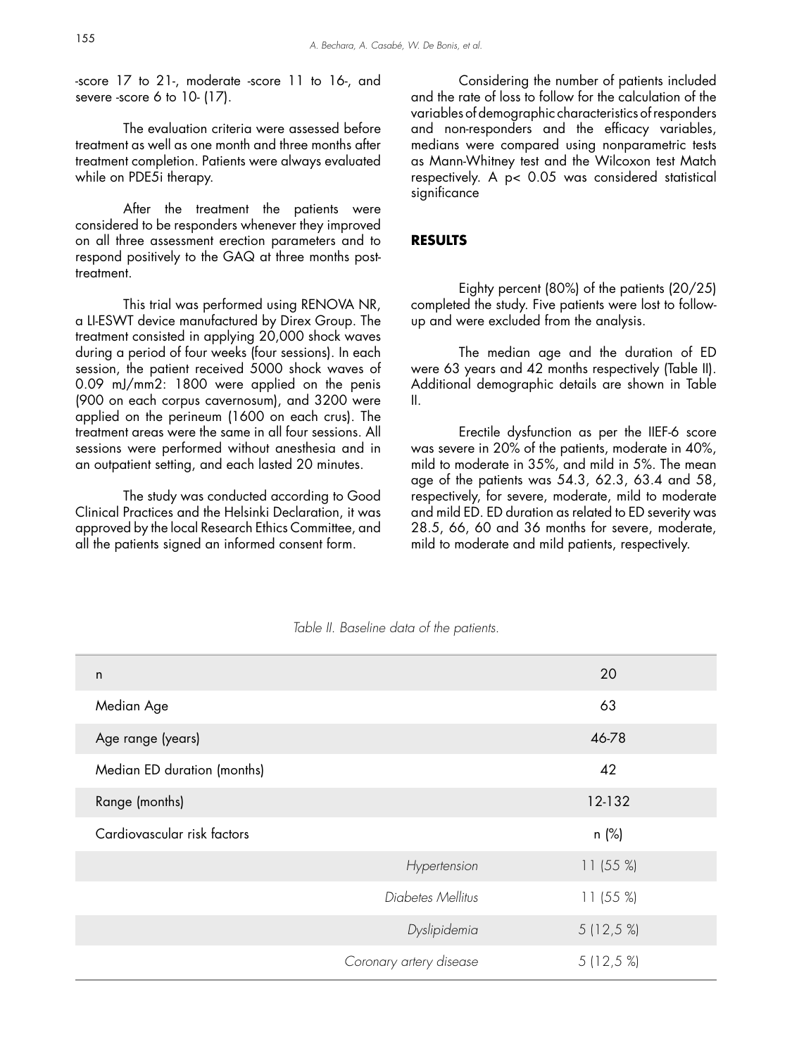-score 17 to 21-, moderate -score 11 to 16-, and severe -score 6 to 10- (17).

The evaluation criteria were assessed before treatment as well as one month and three months after treatment completion. Patients were always evaluated while on PDE5i therapy.

After the treatment the patients were considered to be responders whenever they improved on all three assessment erection parameters and to respond positively to the GAQ at three months post-treatment.

This trial was performed using RENOVA NR, a LI-ESWT device manufactured by Direx Group. The treatment consisted in applying 20,000 shock waves during a period of four weeks (four sessions). In each session, the patient received 5000 shock waves of 0.09 mJ/mm2: 1800 were applied on the penis (900 on each corpus cavernosum), and 3200 were applied on the perineum (1600 on each crus). The treatment areas were the same in all four sessions. All sessions were performed without anesthesia and in an outpatient setting, and each lasted 20 minutes.

The study was conducted according to Good Clinical Practices and the Helsinki Declaration, it was approved by the local Research Ethics Committee, and all the patients signed an informed consent form.

Considering the number of patients included and the rate of loss to follow for the calculation of the variables of demographic characteristics of responders and non-responders and the efficacy variables, medians were compared using nonparametric tests as Mann-Whitney test and the Wilcoxon test Match respectively. A $p < 0.05$ was considered statistical significance

## RESULTS

Eighty percent (80%) of the patients (20/25) completed the study. Five patients were lost to follow-up and were excluded from the analysis.

The median age and the duration of ED were 63 years and 42 months respectively (Table II). Additional demographic details are shown in Table II.

Erectile dysfunction as per the IIEF-6 score was severe in 20% of the patients, moderate in 40%, mild to moderate in 35%, and mild in 5%. The mean age of the patients was 54.3, 62.3, 63.4 and 58, respectively, for severe, moderate, mild to moderate and mild ED. ED duration as related to ED severity was 28.5, 66, 60 and 36 months for severe, moderate, mild to moderate and mild patients, respectively.

*Table II. Baseline data of the patients.*

| | | |
|---|---|---|
| n | | 20 |
| Median Age | | 63 |
| Age range (years) | | 46-78 |
| Median ED duration (months) | | 42 |
| Range (months) | | 12-132 |
| Cardiovascular risk factors | | n (%) |
| | *Hypertension* | 11 (55 %) |
| | *Diabetes Mellitus* | 11 (55 %) |
| | *Dyslipidemia* | 5 (12,5 %) |
| | *Coronary artery disease* | 5 (12,5 %) |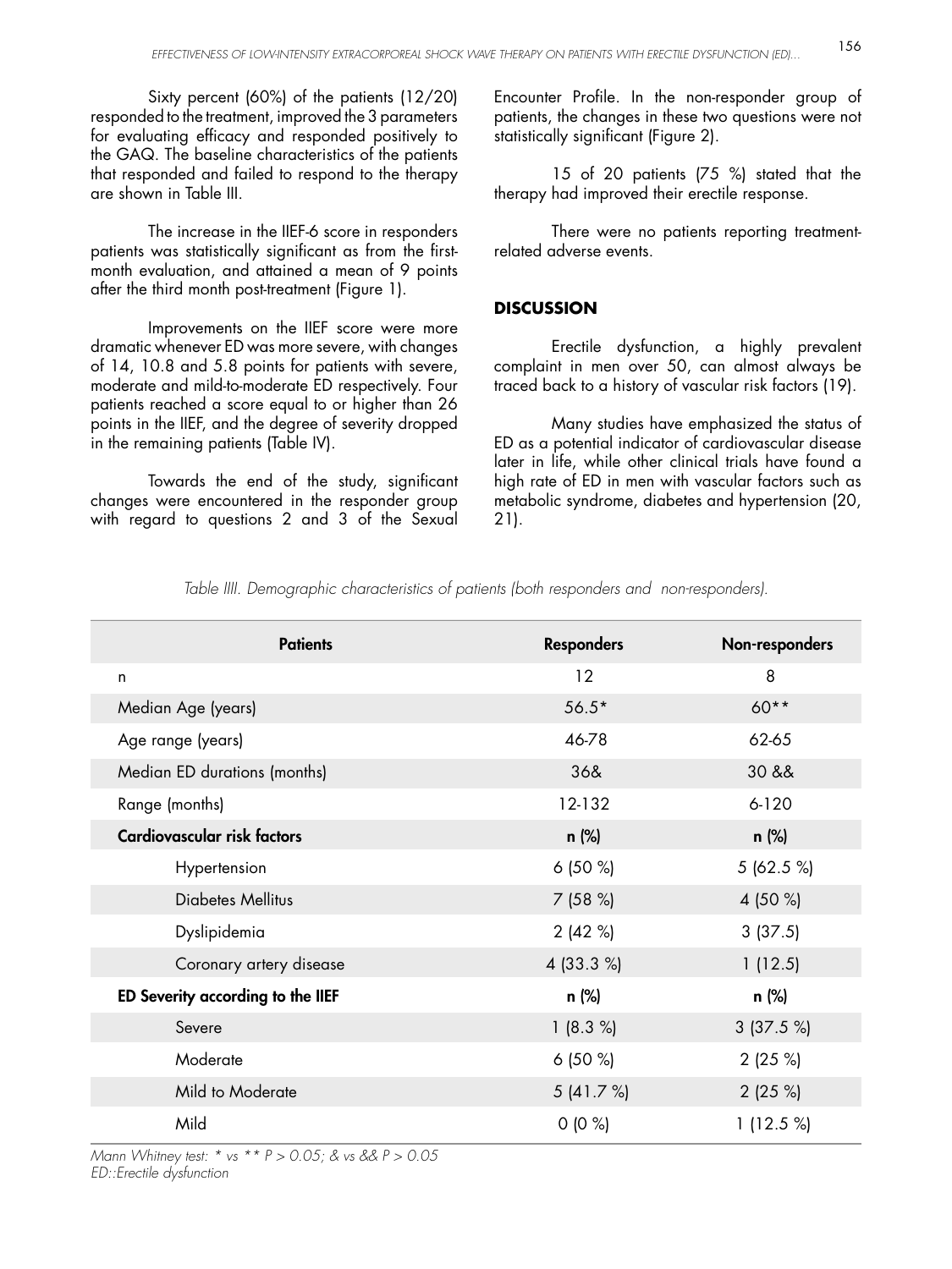Sixty percent (60%) of the patients (12/20) responded to the treatment, improved the 3 parameters for evaluating efficacy and responded positively to the GAQ. The baseline characteristics of the patients that responded and failed to respond to the therapy are shown in Table III.

The increase in the IIEF-6 score in responders patients was statistically significant as from the first-month evaluation, and attained a mean of 9 points after the third month post-treatment (Figure 1).

Improvements on the IIEF score were more dramatic whenever ED was more severe, with changes of 14, 10.8 and 5.8 points for patients with severe, moderate and mild-to-moderate ED respectively. Four patients reached a score equal to or higher than 26 points in the IIEF, and the degree of severity dropped in the remaining patients (Table IV).

Towards the end of the study, significant changes were encountered in the responder group with regard to questions 2 and 3 of the Sexual Encounter Profile. In the non-responder group of patients, the changes in these two questions were not statistically significant (Figure 2).

15 of 20 patients (75 %) stated that the therapy had improved their erectile response.

There were no patients reporting treatment-related adverse events.

## DISCUSSION

Erectile dysfunction, a highly prevalent complaint in men over 50, can almost always be traced back to a history of vascular risk factors (19).

Many studies have emphasized the status of ED as a potential indicator of cardiovascular disease later in life, while other clinical trials have found a high rate of ED in men with vascular factors such as metabolic syndrome, diabetes and hypertension (20, 21).

*Table IIII. Demographic characteristics of patients (both responders and non-responders).*

| Patients | Responders | Non-responders |
|---|---|---|
| n | 12 | 8 |
| Median Age (years) | 56.5* | 60** |
| Age range (years) | 46-78 | 62-65 |
| Median ED durations (months) | 36& | 30 && |
| Range (months) | 12-132 | 6-120 |
| **Cardiovascular risk factors** | **n (%)** | **n (%)** |
| Hypertension | 6 (50 %) | 5 (62.5 %) |
| Diabetes Mellitus | 7 (58 %) | 4 (50 %) |
| Dyslipidemia | 2 (42 %) | 3 (37.5) |
| Coronary artery disease | 4 (33.3 %) | 1 (12.5) |
| **ED Severity according to the IIEF** | **n (%)** | **n (%)** |
| Severe | 1 (8.3 %) | 3 (37.5 %) |
| Moderate | 6 (50 %) | 2 (25 %) |
| Mild to Moderate | 5 (41.7 %) | 2 (25 %) |
| Mild | 0 (0 %) | 1 (12.5 %) |

*Mann Whitney test: * vs ** P > 0.05; & vs && P > 0.05*
*ED::Erectile dysfunction*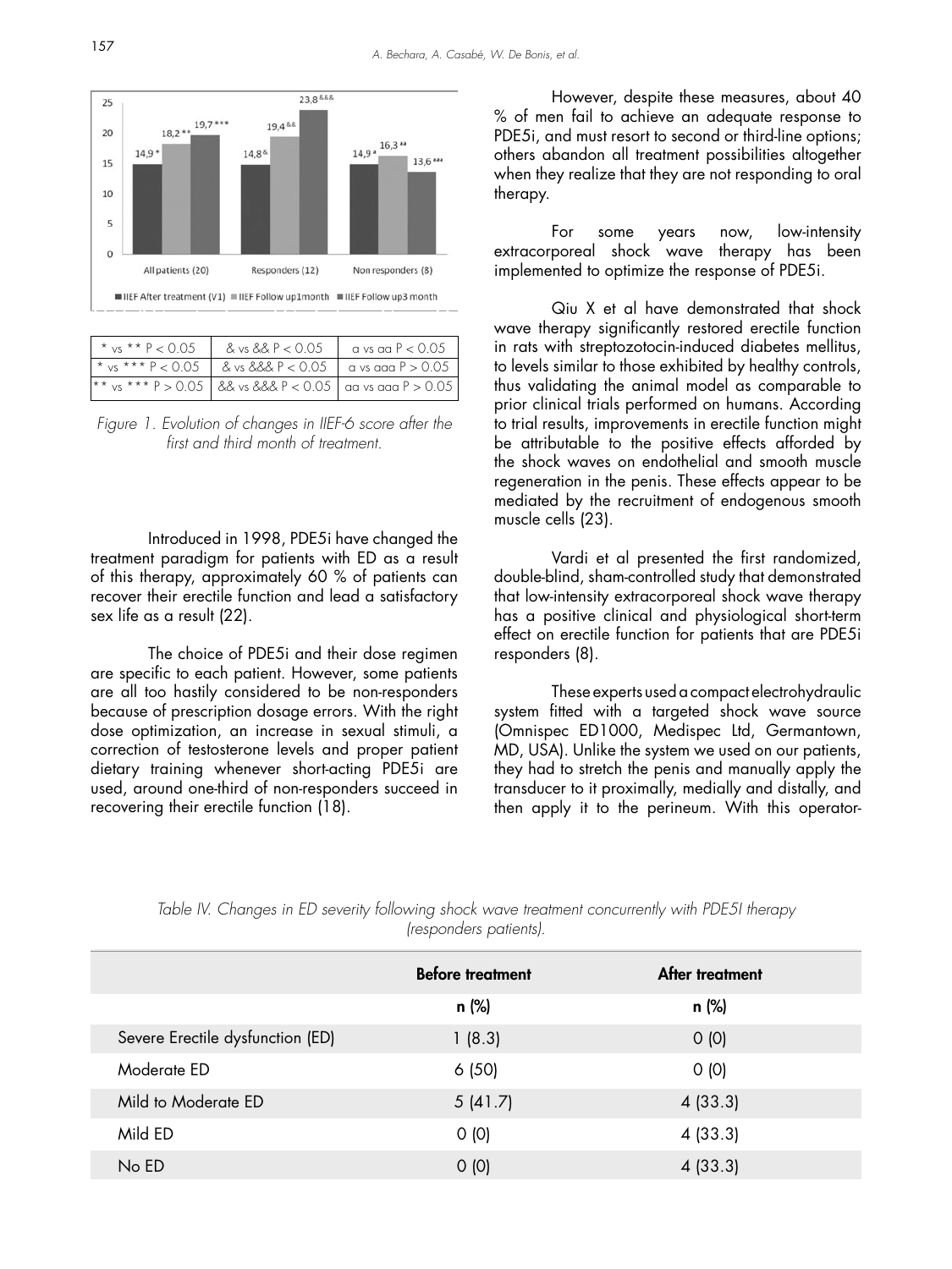| * vs ** P < 0.05 | & vs && P < 0.05 | a vs aa P < 0.05 |
|---|---|---|
| * vs *** P < 0.05 | & vs &&& P < 0.05 | a vs aaa P > 0.05 |
| ** vs *** P > 0.05 | && vs &&& P < 0.05 | aa vs aaa P > 0.05 |

*Figure 1. Evolution of changes in IIEF-6 score after the first and third month of treatment.*

Introduced in 1998, PDE5i have changed the treatment paradigm for patients with ED as a result of this therapy, approximately 60 % of patients can recover their erectile function and lead a satisfactory sex life as a result (22).

The choice of PDE5i and their dose regimen are specific to each patient. However, some patients are all too hastily considered to be non-responders because of prescription dosage errors. With the right dose optimization, an increase in sexual stimuli, a correction of testosterone levels and proper patient dietary training whenever short-acting PDE5i are used, around one-third of non-responders succeed in recovering their erectile function (18).

However, despite these measures, about 40 % of men fail to achieve an adequate response to PDE5i, and must resort to second or third-line options; others abandon all treatment possibilities altogether when they realize that they are not responding to oral therapy.

For some years now, low-intensity extracorporeal shock wave therapy has been implemented to optimize the response of PDE5i.

Qiu X et al have demonstrated that shock wave therapy significantly restored erectile function in rats with streptozotocin-induced diabetes mellitus, to levels similar to those exhibited by healthy controls, thus validating the animal model as comparable to prior clinical trials performed on humans. According to trial results, improvements in erectile function might be attributable to the positive effects afforded by the shock waves on endothelial and smooth muscle regeneration in the penis. These effects appear to be mediated by the recruitment of endogenous smooth muscle cells (23).

Vardi et al presented the first randomized, double-blind, sham-controlled study that demonstrated that low-intensity extracorporeal shock wave therapy has a positive clinical and physiological short-term effect on erectile function for patients that are PDE5i responders (8).

These experts used a compact electrohydraulic system fitted with a targeted shock wave source (Omnispec ED1000, Medispec Ltd, Germantown, MD, USA). Unlike the system we used on our patients, they had to stretch the penis and manually apply the transducer to it proximally, medially and distally, and then apply it to the perineum. With this operator-

*Table IV. Changes in ED severity following shock wave treatment concurrently with PDE5I therapy (responders patients).*

| | **Before treatment** | **After treatment** |
|---|---|---|
| | **n (%)** | **n (%)** |
| Severe Erectile dysfunction (ED) | 1 (8.3) | 0 (0) |
| Moderate ED | 6 (50) | 0 (0) |
| Mild to Moderate ED | 5 (41.7) | 4 (33.3) |
| Mild ED | 0 (0) | 4 (33.3) |
| No ED | 0 (0) | 4 (33.3) |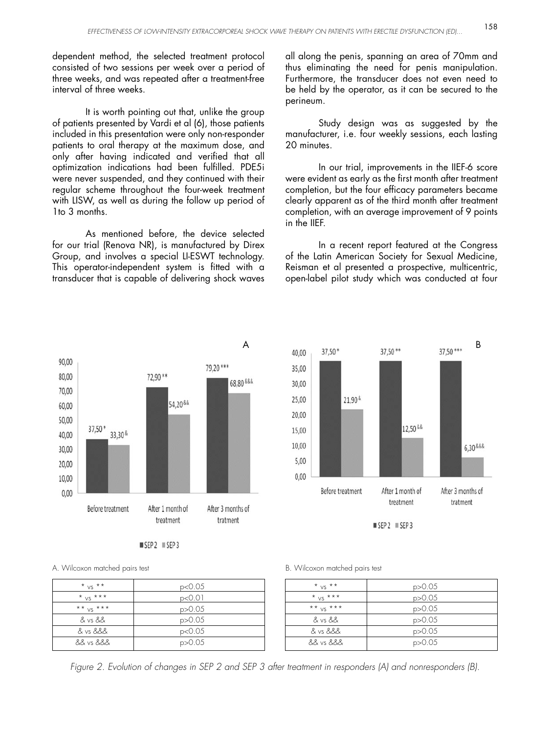dependent method, the selected treatment protocol consisted of two sessions per week over a period of three weeks, and was repeated after a treatment-free interval of three weeks.

It is worth pointing out that, unlike the group of patients presented by Vardi et al (6), those patients included in this presentation were only non-responder patients to oral therapy at the maximum dose, and only after having indicated and verified that all optimization indications had been fulfilled. PDE5i were never suspended, and they continued with their regular scheme throughout the four-week treatment with LISW, as well as during the follow up period of 1to 3 months.

As mentioned before, the device selected for our trial (Renova NR), is manufactured by Direx Group, and involves a special LI-ESWT technology. This operator-independent system is fitted with a transducer that is capable of delivering shock waves all along the penis, spanning an area of 70mm and thus eliminating the need for penis manipulation. Furthermore, the transducer does not even need to be held by the operator, as it can be secured to the perineum.

Study design was as suggested by the manufacturer, i.e. four weekly sessions, each lasting 20 minutes.

In our trial, improvements in the IIEF-6 score were evident as early as the first month after treatment completion, but the four efficacy parameters became clearly apparent as of the third month after treatment completion, with an average improvement of 9 points in the IIEF.

In a recent report featured at the Congress of the Latin American Society for Sexual Medicine, Reisman et al presented a prospective, multicentric, open-label pilot study which was conducted at four

A. Wilcoxon matched pairs test

| * vs ** | p<0.05 |
|---|---|
| * vs *** | p<0.01 |
| ** vs *** | p>0.05 |
| & vs && | p>0.05 |
| & vs &&& | p<0.05 |
| && vs &&& | p>0.05 |

B. Wilcoxon matched pairs test

| * vs ** | p>0.05 |
|---|---|
| * vs *** | p>0.05 |
| ** vs *** | p>0.05 |
| & vs && | p>0.05 |
| & vs &&& | p>0.05 |
| && vs &&& | p>0.05 |

*Figure 2. Evolution of changes in SEP 2 and SEP 3 after treatment in responders (A) and nonresponders (B).*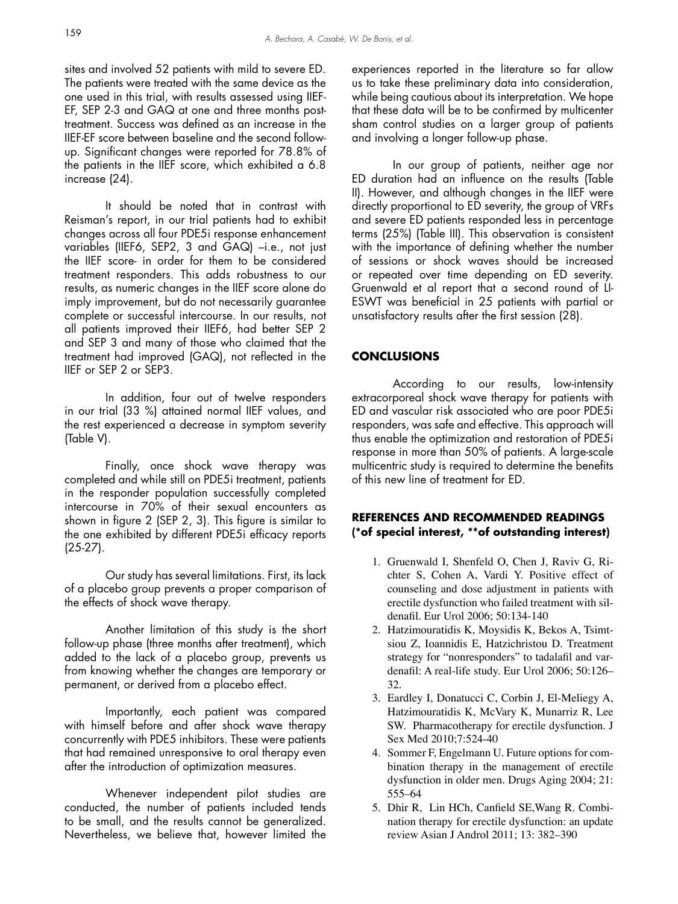sites and involved 52 patients with mild to severe ED. The patients were treated with the same device as the one used in this trial, with results assessed using IIEF-EF, SEP 2-3 and GAQ at one and three months post-treatment. Success was defined as an increase in the IIEF-EF score between baseline and the second follow-up. Significant changes were reported for 78.8% of the patients in the IIEF score, which exhibited a 6.8 increase (24).

It should be noted that in contrast with Reisman's report, in our trial patients had to exhibit changes across all four PDE5i response enhancement variables (IIEF6, SEP2, 3 and GAQ) –i.e., not just the IIEF score- in order for them to be considered treatment responders. This adds robustness to our results, as numeric changes in the IIEF score alone do imply improvement, but do not necessarily guarantee complete or successful intercourse. In our results, not all patients improved their IIEF6, had better SEP 2 and SEP 3 and many of those who claimed that the treatment had improved (GAQ), not reflected in the IIEF or SEP 2 or SEP3.

In addition, four out of twelve responders in our trial (33 %) attained normal IIEF values, and the rest experienced a decrease in symptom severity (Table V).

Finally, once shock wave therapy was completed and while still on PDE5i treatment, patients in the responder population successfully completed intercourse in 70% of their sexual encounters as shown in figure 2 (SEP 2, 3). This figure is similar to the one exhibited by different PDE5i efficacy reports (25-27).

Our study has several limitations. First, its lack of a placebo group prevents a proper comparison of the effects of shock wave therapy.

Another limitation of this study is the short follow-up phase (three months after treatment), which added to the lack of a placebo group, prevents us from knowing whether the changes are temporary or permanent, or derived from a placebo effect.

Importantly, each patient was compared with himself before and after shock wave therapy concurrently with PDE5 inhibitors. These were patients that had remained unresponsive to oral therapy even after the introduction of optimization measures.

Whenever independent pilot studies are conducted, the number of patients included tends to be small, and the results cannot be generalized. Nevertheless, we believe that, however limited the experiences reported in the literature so far allow us to take these preliminary data into consideration, while being cautious about its interpretation. We hope that these data will be to be confirmed by multicenter sham control studies on a larger group of patients and involving a longer follow-up phase.

In our group of patients, neither age nor ED duration had an influence on the results (Table II). However, and although changes in the IIEF were directly proportional to ED severity, the group of VRFs and severe ED patients responded less in percentage terms (25%) (Table III). This observation is consistent with the importance of defining whether the number of sessions or shock waves should be increased or repeated over time depending on ED severity. Gruenwald et al report that a second round of LI-ESWT was beneficial in 25 patients with partial or unsatisfactory results after the first session (28).

## CONCLUSIONS

According to our results, low-intensity extracorporeal shock wave therapy for patients with ED and vascular risk associated who are poor PDE5i responders, was safe and effective. This approach will thus enable the optimization and restoration of PDE5i response in more than 50% of patients. A large-scale multicentric study is required to determine the benefits of this new line of treatment for ED.

## REFERENCES AND RECOMMENDED READINGS (*of special interest, **of outstanding interest)

1. Gruenwald I, Shenfeld O, Chen J, Raviv G, Richter S, Cohen A, Vardi Y. Positive effect of counseling and dose adjustment in patients with erectile dysfunction who failed treatment with sildenafil. Eur Urol 2006; 50:134-140
2. Hatzimouratidis K, Moysidis K, Bekos A, Tsimtsiou Z, Ioannidis E, Hatzichristou D. Treatment strategy for "nonresponders" to tadalafil and vardenafil: A real-life study. Eur Urol 2006; 50:126–32.
3. Eardley I, Donatucci C, Corbin J, El-Meliegy A, Hatzimouratidis K, McVary K, Munarriz R, Lee SW. Pharmacotherapy for erectile dysfunction. J Sex Med 2010;7:524-40
4. Sommer F, Engelmann U. Future options for combination therapy in the management of erectile dysfunction in older men. Drugs Aging 2004; 21: 555–64
5. Dhir R, Lin HCh, Canfield SE,Wang R. Combination therapy for erectile dysfunction: an update review Asian J Androl 2011; 13: 382–390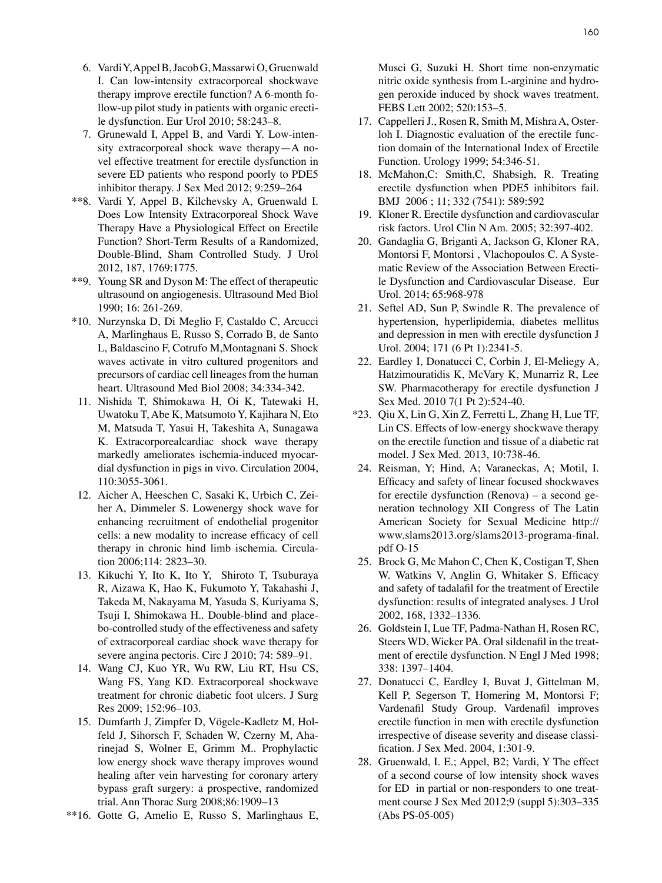6. Vardi Y, Appel B, Jacob G, Massarwi O, Gruenwald I. Can low-intensity extracorporeal shockwave therapy improve erectile function? A 6-month follow-up pilot study in patients with organic erectile dysfunction. Eur Urol 2010; 58:243–8.
7. Grunewald I, Appel B, and Vardi Y. Low-intensity extracorporeal shock wave therapy—A novel effective treatment for erectile dysfunction in severe ED patients who respond poorly to PDE5 inhibitor therapy. J Sex Med 2012; 9:259–264

**8. Vardi Y, Appel B, Kilchevsky A, Gruenwald I. Does Low Intensity Extracorporeal Shock Wave Therapy Have a Physiological Effect on Erectile Function? Short-Term Results of a Randomized, Double-Blind, Sham Controlled Study. J Urol 2012, 187, 1769:1775.

**9. Young SR and Dyson M: The effect of therapeutic ultrasound on angiogenesis. Ultrasound Med Biol 1990; 16: 261-269.

*10. Nurzynska D, Di Meglio F, Castaldo C, Arcucci A, Marlinghaus E, Russo S, Corrado B, de Santo L, Baldascino F, Cotrufo M,Montagnani S. Shock waves activate in vitro cultured progenitors and precursors of cardiac cell lineages from the human heart. Ultrasound Med Biol 2008; 34:334-342.

11. Nishida T, Shimokawa H, Oi K, Tatewaki H, Uwatoku T, Abe K, Matsumoto Y, Kajihara N, Eto M, Matsuda T, Yasui H, Takeshita A, Sunagawa K. Extracorporealcardiac shock wave therapy markedly ameliorates ischemia-induced myocardial dysfunction in pigs in vivo. Circulation 2004, 110:3055-3061.
12. Aicher A, Heeschen C, Sasaki K, Urbich C, Zeiher A, Dimmeler S. Lowenergy shock wave for enhancing recruitment of endothelial progenitor cells: a new modality to increase efficacy of cell therapy in chronic hind limb ischemia. Circulation 2006;114: 2823–30.
13. Kikuchi Y, Ito K, Ito Y, Shiroto T, Tsuburaya R, Aizawa K, Hao K, Fukumoto Y, Takahashi J, Takeda M, Nakayama M, Yasuda S, Kuriyama S, Tsuji I, Shimokawa H.. Double-blind and placebo-controlled study of the effectiveness and safety of extracorporeal cardiac shock wave therapy for severe angina pectoris. Circ J 2010; 74: 589–91.
14. Wang CJ, Kuo YR, Wu RW, Liu RT, Hsu CS, Wang FS, Yang KD. Extracorporeal shockwave treatment for chronic diabetic foot ulcers. J Surg Res 2009; 152:96–103.
15. Dumfarth J, Zimpfer D, Vögele-Kadletz M, Holfeld J, Sihorsch F, Schaden W, Czerny M, Aharinejad S, Wolner E, Grimm M.. Prophylactic low energy shock wave therapy improves wound healing after vein harvesting for coronary artery bypass graft surgery: a prospective, randomized trial. Ann Thorac Surg 2008;86:1909–13

**16. Gotte G, Amelio E, Russo S, Marlinghaus E, Musci G, Suzuki H. Short time non-enzymatic nitric oxide synthesis from L-arginine and hydrogen peroxide induced by shock waves treatment. FEBS Lett 2002; 520:153–5.

17. Cappelleri J., Rosen R, Smith M, Mishra A, Osterloh I. Diagnostic evaluation of the erectile function domain of the International Index of Erectile Function. Urology 1999; 54:346-51.
18. McMahon,C: Smith,C, Shabsigh, R. Treating erectile dysfunction when PDE5 inhibitors fail. BMJ 2006 ; 11; 332 (7541): 589:592
19. Kloner R. Erectile dysfunction and cardiovascular risk factors. Urol Clin N Am. 2005; 32:397-402.
20. Gandaglia G, Briganti A, Jackson G, Kloner RA, Montorsi F, Montorsi , Vlachopoulos C. A Systematic Review of the Association Between Erectile Dysfunction and Cardiovascular Disease. Eur Urol. 2014; 65:968-978
21. Seftel AD, Sun P, Swindle R. The prevalence of hypertension, hyperlipidemia, diabetes mellitus and depression in men with erectile dysfunction J Urol. 2004; 171 (6 Pt 1):2341-5.
22. Eardley I, Donatucci C, Corbin J, El-Meliegy A, Hatzimouratidis K, McVary K, Munarriz R, Lee SW. Pharmacotherapy for erectile dysfunction J Sex Med. 2010 7(1 Pt 2):524-40.

*23. Qiu X, Lin G, Xin Z, Ferretti L, Zhang H, Lue TF, Lin CS. Effects of low-energy shockwave therapy on the erectile function and tissue of a diabetic rat model. J Sex Med. 2013, 10:738-46.

24. Reisman, Y; Hind, A; Varaneckas, A; Motil, I. Efficacy and safety of linear focused shockwaves for erectile dysfunction (Renova) – a second generation technology XII Congress of The Latin American Society for Sexual Medicine http://www.slams2013.org/slams2013-programa-final.pdf O-15
25. Brock G, Mc Mahon C, Chen K, Costigan T, Shen W. Watkins V, Anglin G, Whitaker S. Efficacy and safety of tadalafil for the treatment of Erectile dysfunction: results of integrated analyses. J Urol 2002, 168, 1332–1336.
26. Goldstein I, Lue TF, Padma-Nathan H, Rosen RC, Steers WD, Wicker PA. Oral sildenafil in the treatment of erectile dysfunction. N Engl J Med 1998; 338: 1397–1404.
27. Donatucci C, Eardley I, Buvat J, Gittelman M, Kell P, Segerson T, Homering M, Montorsi F; Vardenafil Study Group. Vardenafil improves erectile function in men with erectile dysfunction irrespective of disease severity and disease classification. J Sex Med. 2004, 1:301-9.
28. Gruenwald, I. E.; Appel, B2; Vardi, Y The effect of a second course of low intensity shock waves for ED in partial or non-responders to one treatment course J Sex Med 2012;9 (suppl 5):303–335 (Abs PS-05-005)